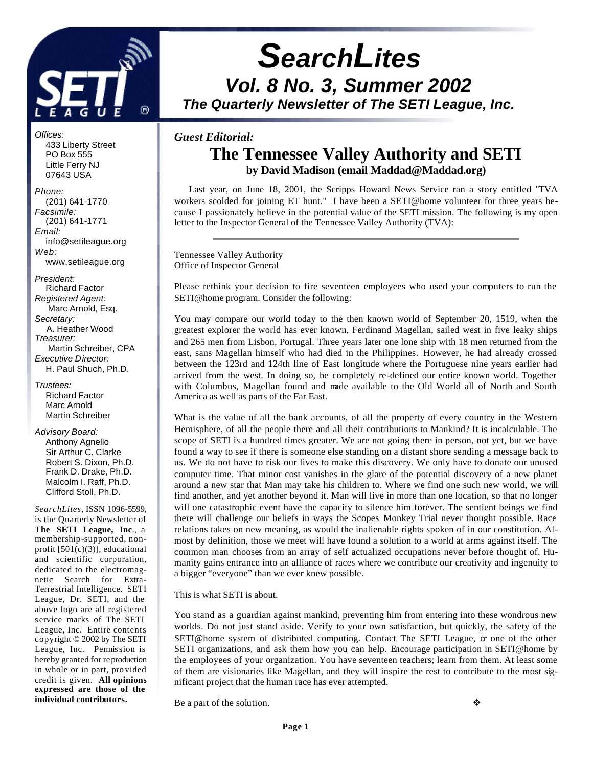# SearchLites

## Vol. 8 No. 3, Summer 2002

### The Quarterly Newsletter of The SETI League, Inc.

*Offices:*
433 Liberty Street
PO Box 555
Little Ferry NJ
07643 USA

*Phone:*
(201) 641-1770
*Facsimile:*
(201) 641-1771
*Email:*
info@setileague.org
*Web:*
www.setileague.org

*President:*
Richard Factor
*Registered Agent:*
Marc Arnold, Esq.
*Secretary:*
A. Heather Wood
*Treasurer:*
Martin Schreiber, CPA
*Executive Director:*
H. Paul Shuch, Ph.D.

*Trustees:*
Richard Factor
Marc Arnold
Martin Schreiber

*Advisory Board:*
Anthony Agnello
Sir Arthur C. Clarke
Robert S. Dixon, Ph.D.
Frank D. Drake, Ph.D.
Malcolm I. Raff, Ph.D.
Clifford Stoll, Ph.D.

*SearchLites*, ISSN 1096-5599, is the Quarterly Newsletter of **The SETI League, Inc**., a membership-supported, non-profit [501(c)(3)], educational and scientific corporation, dedicated to the electromagnetic Search for Extra-Terrestrial Intelligence. SETI League, Dr. SETI, and the above logo are all registered service marks of The SETI League, Inc. Entire contents copyright © 2002 by The SETI League, Inc. Permission is hereby granted for reproduction in whole or in part, provided credit is given. **All opinions expressed are those of the individual contributors.**

*Guest Editorial:*

## The Tennessee Valley Authority and SETI

**by David Madison (email Maddad@Maddad.org)**

Last year, on June 18, 2001, the Scripps Howard News Service ran a story entitled "TVA workers scolded for joining ET hunt." I have been a SETI@home volunteer for three years because I passionately believe in the potential value of the SETI mission. The following is my open letter to the Inspector General of the Tennessee Valley Authority (TVA):

---

Tennessee Valley Authority
Office of Inspector General

Please rethink your decision to fire seventeen employees who used your computers to run the SETI@home program. Consider the following:

You may compare our world today to the then known world of September 20, 1519, when the greatest explorer the world has ever known, Ferdinand Magellan, sailed west in five leaky ships and 265 men from Lisbon, Portugal. Three years later one lone ship with 18 men returned from the east, sans Magellan himself who had died in the Philippines. However, he had already crossed between the 123rd and 124th line of East longitude where the Portuguese nine years earlier had arrived from the west. In doing so, he completely re-defined our entire known world. Together with Columbus, Magellan found and made available to the Old World all of North and South America as well as parts of the Far East.

What is the value of all the bank accounts, of all the property of every country in the Western Hemisphere, of all the people there and all their contributions to Mankind? It is incalculable. The scope of SETI is a hundred times greater. We are not going there in person, not yet, but we have found a way to see if there is someone else standing on a distant shore sending a message back to us. We do not have to risk our lives to make this discovery. We only have to donate our unused computer time. That minor cost vanishes in the glare of the potential discovery of a new planet around a new star that Man may take his children to. Where we find one such new world, we will find another, and yet another beyond it. Man will live in more than one location, so that no longer will one catastrophic event have the capacity to silence him forever. The sentient beings we find there will challenge our beliefs in ways the Scopes Monkey Trial never thought possible. Race relations takes on new meaning, as would the inalienable rights spoken of in our constitution. Almost by definition, those we meet will have found a solution to a world at arms against itself. The common man chooses from an array of self actualized occupations never before thought of. Humanity gains entrance into an alliance of races where we contribute our creativity and ingenuity to a bigger "everyone" than we ever knew possible.

This is what SETI is about.

You stand as a guardian against mankind, preventing him from entering into these wondrous new worlds. Do not just stand aside. Verify to your own satisfaction, but quickly, the safety of the SETI@home system of distributed computing. Contact The SETI League, or one of the other SETI organizations, and ask them how you can help. Encourage participation in SETI@home by the employees of your organization. You have seventeen teachers; learn from them. At least some of them are visionaries like Magellan, and they will inspire the rest to contribute to the most significant project that the human race has ever attempted.

Be a part of the solution. ❖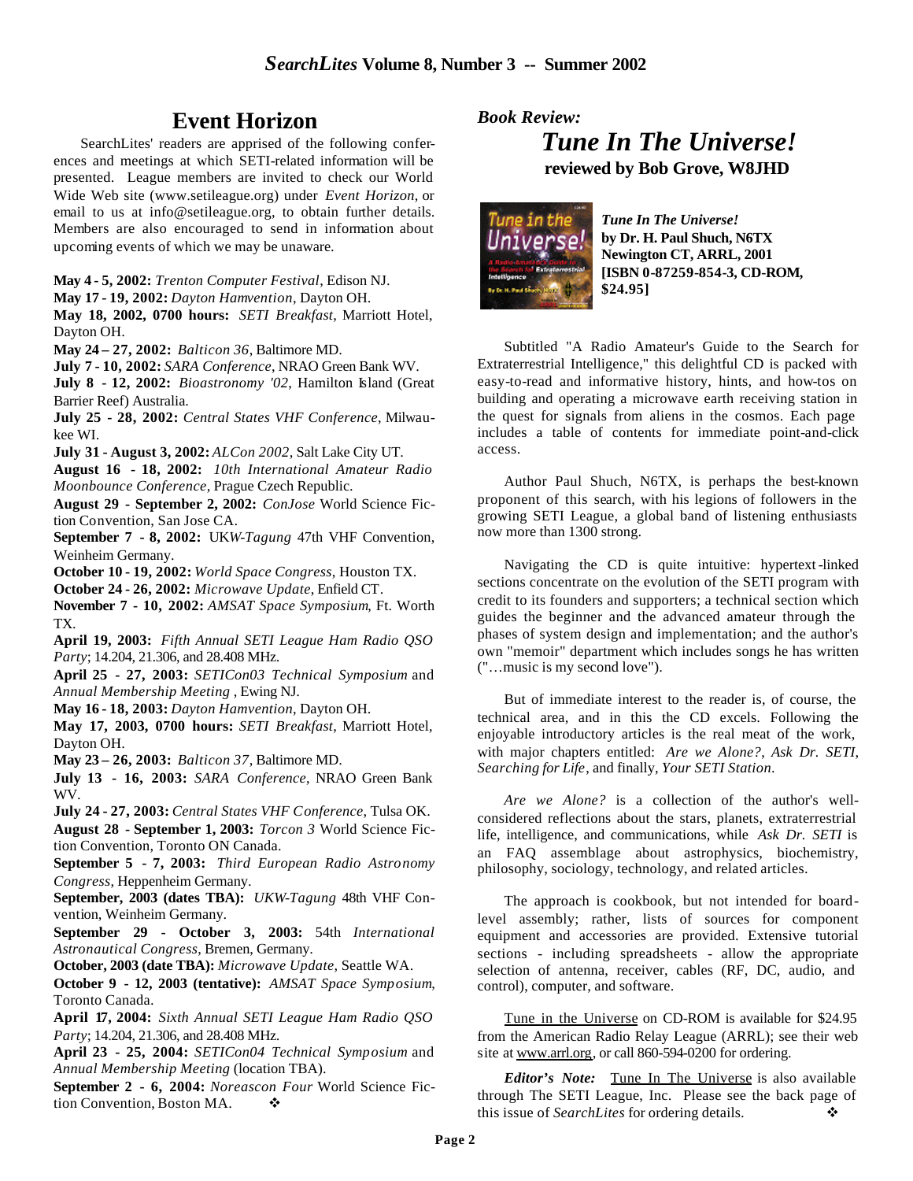## Event Horizon

SearchLites' readers are apprised of the following conferences and meetings at which SETI-related information will be presented. League members are invited to check our World Wide Web site (www.setileague.org) under *Event Horizon*, or email to us at info@setileague.org, to obtain further details. Members are also encouraged to send in information about upcoming events of which we may be unaware.

**May 4 - 5, 2002:** *Trenton Computer Festival*, Edison NJ.
**May 17 - 19, 2002:** *Dayton Hamvention*, Dayton OH.
**May 18, 2002, 0700 hours:** *SETI Breakfast*, Marriott Hotel, Dayton OH.
**May 24 – 27, 2002:** *Balticon 36*, Baltimore MD.
**July 7 - 10, 2002:** *SARA Conference*, NRAO Green Bank WV.
**July 8 - 12, 2002:** *Bioastronomy '02*, Hamilton Island (Great Barrier Reef) Australia.
**July 25 - 28, 2002:** *Central States VHF Conference*, Milwaukee WI.
**July 31 - August 3, 2002:** *ALCon 2002*, Salt Lake City UT.
**August 16 - 18, 2002:** *10th International Amateur Radio Moonbounce Conference*, Prague Czech Republic.
**August 29 - September 2, 2002:** *ConJose* World Science Fiction Convention, San Jose CA.
**September 7 - 8, 2002:** UKW-*Tagung* 47th VHF Convention, Weinheim Germany.
**October 10 - 19, 2002:** *World Space Congress*, Houston TX.
**October 24 - 26, 2002:** *Microwave Update*, Enfield CT.
**November 7 - 10, 2002:** *AMSAT Space Symposium*, Ft. Worth TX.
**April 19, 2003:** *Fifth Annual SETI League Ham Radio QSO Party*; 14.204, 21.306, and 28.408 MHz.
**April 25 - 27, 2003:** *SETICon03 Technical Symposium* and *Annual Membership Meeting* , Ewing NJ.
**May 16 - 18, 2003:** *Dayton Hamvention*, Dayton OH.
**May 17, 2003, 0700 hours:** *SETI Breakfast*, Marriott Hotel, Dayton OH.
**May 23 – 26, 2003:** *Balticon 37*, Baltimore MD.
**July 13 - 16, 2003:** *SARA Conference*, NRAO Green Bank WV.
**July 24 - 27, 2003:** *Central States VHF Conference*, Tulsa OK.
**August 28 - September 1, 2003:** *Torcon 3* World Science Fiction Convention, Toronto ON Canada.
**September 5 - 7, 2003:** *Third European Radio Astronomy Congress*, Heppenheim Germany.
**September, 2003 (dates TBA):** *UKW-Tagung* 48th VHF Convention, Weinheim Germany.
**September 29 - October 3, 2003:** 54th *International Astronautical Congress*, Bremen, Germany.
**October, 2003 (date TBA):** *Microwave Update*, Seattle WA.
**October 9 - 12, 2003 (tentative):** *AMSAT Space Symposium*, Toronto Canada.
**April 17, 2004:** *Sixth Annual SETI League Ham Radio QSO Party*; 14.204, 21.306, and 28.408 MHz.
**April 23 - 25, 2004:** *SETICon04 Technical Symposium* and *Annual Membership Meeting* (location TBA).
**September 2 - 6, 2004:** *Noreascon Four* World Science Fiction Convention, Boston MA. ❖

***Book Review:***

## *Tune In The Universe!*

**reviewed by Bob Grove, W8JHD**

***Tune In The Universe!***
**by Dr. H. Paul Shuch, N6TX**
**Newington CT, ARRL, 2001**
**[ISBN 0-87259-854-3, CD-ROM, $24.95]**

Subtitled "A Radio Amateur's Guide to the Search for Extraterrestrial Intelligence," this delightful CD is packed with easy-to-read and informative history, hints, and how-tos on building and operating a microwave earth receiving station in the quest for signals from aliens in the cosmos. Each page includes a table of contents for immediate point-and-click access.

Author Paul Shuch, N6TX, is perhaps the best-known proponent of this search, with his legions of followers in the growing SETI League, a global band of listening enthusiasts now more than 1300 strong.

Navigating the CD is quite intuitive: hypertext-linked sections concentrate on the evolution of the SETI program with credit to its founders and supporters; a technical section which guides the beginner and the advanced amateur through the phases of system design and implementation; and the author's own "memoir" department which includes songs he has written ("…music is my second love").

But of immediate interest to the reader is, of course, the technical area, and in this the CD excels. Following the enjoyable introductory articles is the real meat of the work, with major chapters entitled: *Are we Alone?*, *Ask Dr. SETI*, *Searching for Life*, and finally, *Your SETI Station*.

*Are we Alone?* is a collection of the author's well-considered reflections about the stars, planets, extraterrestrial life, intelligence, and communications, while *Ask Dr. SETI* is an FAQ assemblage about astrophysics, biochemistry, philosophy, sociology, technology, and related articles.

The approach is cookbook, but not intended for board-level assembly; rather, lists of sources for component equipment and accessories are provided. Extensive tutorial sections - including spreadsheets - allow the appropriate selection of antenna, receiver, cables (RF, DC, audio, and control), computer, and software.

Tune in the Universe on CD-ROM is available for $24.95 from the American Radio Relay League (ARRL); see their web site at www.arrl.org, or call 860-594-0200 for ordering.

***Editor's Note:*** Tune In The Universe is also available through The SETI League, Inc. Please see the back page of this issue of *SearchLites* for ordering details. ❖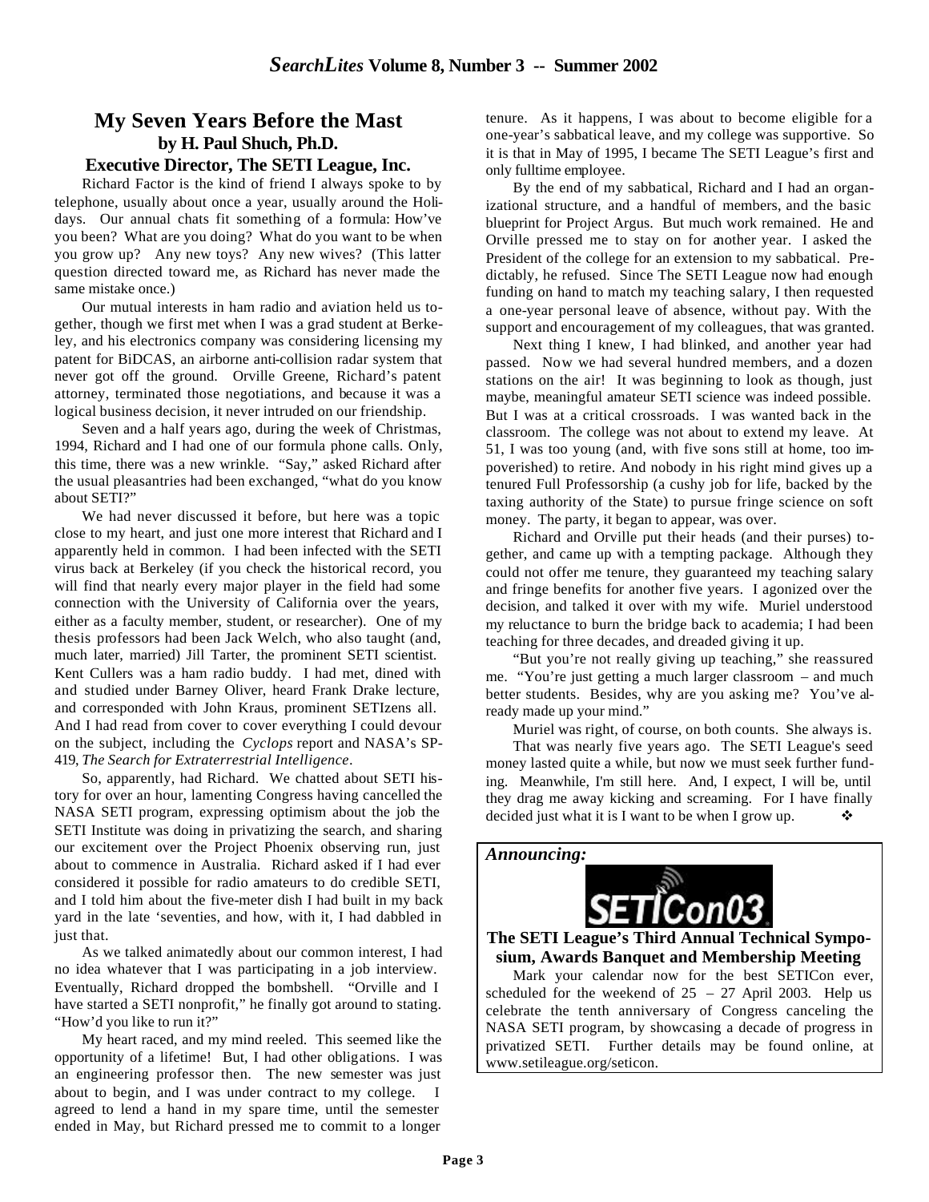## My Seven Years Before the Mast

**by H. Paul Shuch, Ph.D.**

**Executive Director, The SETI League, Inc.**

Richard Factor is the kind of friend I always spoke to by telephone, usually about once a year, usually around the Holidays. Our annual chats fit something of a formula: How've you been? What are you doing? What do you want to be when you grow up? Any new toys? Any new wives? (This latter question directed toward me, as Richard has never made the same mistake once.)

Our mutual interests in ham radio and aviation held us together, though we first met when I was a grad student at Berkeley, and his electronics company was considering licensing my patent for BiDCAS, an airborne anti-collision radar system that never got off the ground. Orville Greene, Richard's patent attorney, terminated those negotiations, and because it was a logical business decision, it never intruded on our friendship.

Seven and a half years ago, during the week of Christmas, 1994, Richard and I had one of our formula phone calls. Only, this time, there was a new wrinkle. "Say," asked Richard after the usual pleasantries had been exchanged, "what do you know about SETI?"

We had never discussed it before, but here was a topic close to my heart, and just one more interest that Richard and I apparently held in common. I had been infected with the SETI virus back at Berkeley (if you check the historical record, you will find that nearly every major player in the field had some connection with the University of California over the years, either as a faculty member, student, or researcher). One of my thesis professors had been Jack Welch, who also taught (and, much later, married) Jill Tarter, the prominent SETI scientist. Kent Cullers was a ham radio buddy. I had met, dined with and studied under Barney Oliver, heard Frank Drake lecture, and corresponded with John Kraus, prominent SETIzens all. And I had read from cover to cover everything I could devour on the subject, including the *Cyclops* report and NASA's SP-419, *The Search for Extraterrestrial Intelligence*.

So, apparently, had Richard. We chatted about SETI history for over an hour, lamenting Congress having cancelled the NASA SETI program, expressing optimism about the job the SETI Institute was doing in privatizing the search, and sharing our excitement over the Project Phoenix observing run, just about to commence in Australia. Richard asked if I had ever considered it possible for radio amateurs to do credible SETI, and I told him about the five-meter dish I had built in my back yard in the late 'seventies, and how, with it, I had dabbled in just that.

As we talked animatedly about our common interest, I had no idea whatever that I was participating in a job interview. Eventually, Richard dropped the bombshell. "Orville and I have started a SETI nonprofit," he finally got around to stating. "How'd you like to run it?"

My heart raced, and my mind reeled. This seemed like the opportunity of a lifetime! But, I had other obligations. I was an engineering professor then. The new semester was just about to begin, and I was under contract to my college. I agreed to lend a hand in my spare time, until the semester ended in May, but Richard pressed me to commit to a longer tenure. As it happens, I was about to become eligible for a one-year's sabbatical leave, and my college was supportive. So it is that in May of 1995, I became The SETI League's first and only fulltime employee.

By the end of my sabbatical, Richard and I had an organizational structure, and a handful of members, and the basic blueprint for Project Argus. But much work remained. He and Orville pressed me to stay on for another year. I asked the President of the college for an extension to my sabbatical. Predictably, he refused. Since The SETI League now had enough funding on hand to match my teaching salary, I then requested a one-year personal leave of absence, without pay. With the support and encouragement of my colleagues, that was granted.

Next thing I knew, I had blinked, and another year had passed. Now we had several hundred members, and a dozen stations on the air! It was beginning to look as though, just maybe, meaningful amateur SETI science was indeed possible. But I was at a critical crossroads. I was wanted back in the classroom. The college was not about to extend my leave. At 51, I was too young (and, with five sons still at home, too impoverished) to retire. And nobody in his right mind gives up a tenured Full Professorship (a cushy job for life, backed by the taxing authority of the State) to pursue fringe science on soft money. The party, it began to appear, was over.

Richard and Orville put their heads (and their purses) together, and came up with a tempting package. Although they could not offer me tenure, they guaranteed my teaching salary and fringe benefits for another five years. I agonized over the decision, and talked it over with my wife. Muriel understood my reluctance to burn the bridge back to academia; I had been teaching for three decades, and dreaded giving it up.

"But you're not really giving up teaching," she reassured me. "You're just getting a much larger classroom – and much better students. Besides, why are you asking me? You've already made up your mind."

Muriel was right, of course, on both counts. She always is.

That was nearly five years ago. The SETI League's seed money lasted quite a while, but now we must seek further funding. Meanwhile, I'm still here. And, I expect, I will be, until they drag me away kicking and screaming. For I have finally decided just what it is I want to be when I grow up. ❖

---

***Announcing:***

**SETICon03**

**The SETI League's Third Annual Technical Symposium, Awards Banquet and Membership Meeting**

Mark your calendar now for the best SETICon ever, scheduled for the weekend of 25 – 27 April 2003. Help us celebrate the tenth anniversary of Congress canceling the NASA SETI program, by showcasing a decade of progress in privatized SETI. Further details may be found online, at www.setileague.org/seticon.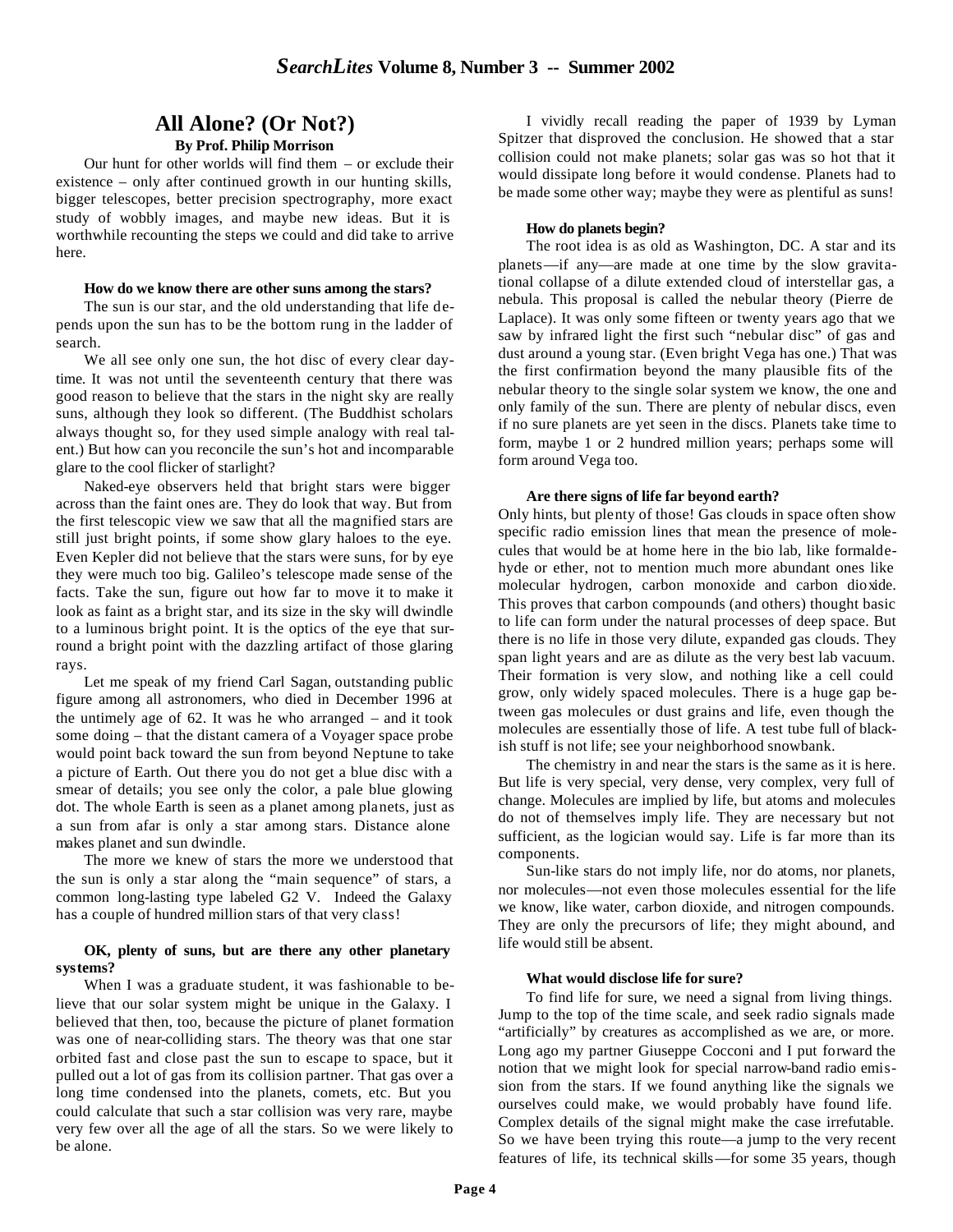# All Alone? (Or Not?)

**By Prof. Philip Morrison**

Our hunt for other worlds will find them – or exclude their existence – only after continued growth in our hunting skills, bigger telescopes, better precision spectrography, more exact study of wobbly images, and maybe new ideas. But it is worthwhile recounting the steps we could and did take to arrive here.

**How do we know there are other suns among the stars?**

The sun is our star, and the old understanding that life depends upon the sun has to be the bottom rung in the ladder of search.

We all see only one sun, the hot disc of every clear daytime. It was not until the seventeenth century that there was good reason to believe that the stars in the night sky are really suns, although they look so different. (The Buddhist scholars always thought so, for they used simple analogy with real talent.) But how can you reconcile the sun's hot and incomparable glare to the cool flicker of starlight?

Naked-eye observers held that bright stars were bigger across than the faint ones are. They do look that way. But from the first telescopic view we saw that all the magnified stars are still just bright points, if some show glary haloes to the eye. Even Kepler did not believe that the stars were suns, for by eye they were much too big. Galileo's telescope made sense of the facts. Take the sun, figure out how far to move it to make it look as faint as a bright star, and its size in the sky will dwindle to a luminous bright point. It is the optics of the eye that surround a bright point with the dazzling artifact of those glaring rays.

Let me speak of my friend Carl Sagan, outstanding public figure among all astronomers, who died in December 1996 at the untimely age of 62. It was he who arranged – and it took some doing – that the distant camera of a Voyager space probe would point back toward the sun from beyond Neptune to take a picture of Earth. Out there you do not get a blue disc with a smear of details; you see only the color, a pale blue glowing dot. The whole Earth is seen as a planet among planets, just as a sun from afar is only a star among stars. Distance alone makes planet and sun dwindle.

The more we knew of stars the more we understood that the sun is only a star along the "main sequence" of stars, a common long-lasting type labeled G2 V. Indeed the Galaxy has a couple of hundred million stars of that very class!

**OK, plenty of suns, but are there any other planetary systems?**

When I was a graduate student, it was fashionable to believe that our solar system might be unique in the Galaxy. I believed that then, too, because the picture of planet formation was one of near-colliding stars. The theory was that one star orbited fast and close past the sun to escape to space, but it pulled out a lot of gas from its collision partner. That gas over a long time condensed into the planets, comets, etc. But you could calculate that such a star collision was very rare, maybe very few over all the age of all the stars. So we were likely to be alone.

I vividly recall reading the paper of 1939 by Lyman Spitzer that disproved the conclusion. He showed that a star collision could not make planets; solar gas was so hot that it would dissipate long before it would condense. Planets had to be made some other way; maybe they were as plentiful as suns!

**How do planets begin?**

The root idea is as old as Washington, DC. A star and its planets—if any—are made at one time by the slow gravitational collapse of a dilute extended cloud of interstellar gas, a nebula. This proposal is called the nebular theory (Pierre de Laplace). It was only some fifteen or twenty years ago that we saw by infrared light the first such "nebular disc" of gas and dust around a young star. (Even bright Vega has one.) That was the first confirmation beyond the many plausible fits of the nebular theory to the single solar system we know, the one and only family of the sun. There are plenty of nebular discs, even if no sure planets are yet seen in the discs. Planets take time to form, maybe 1 or 2 hundred million years; perhaps some will form around Vega too.

**Are there signs of life far beyond earth?**

Only hints, but plenty of those! Gas clouds in space often show specific radio emission lines that mean the presence of molecules that would be at home here in the bio lab, like formaldehyde or ether, not to mention much more abundant ones like molecular hydrogen, carbon monoxide and carbon dioxide. This proves that carbon compounds (and others) thought basic to life can form under the natural processes of deep space. But there is no life in those very dilute, expanded gas clouds. They span light years and are as dilute as the very best lab vacuum. Their formation is very slow, and nothing like a cell could grow, only widely spaced molecules. There is a huge gap between gas molecules or dust grains and life, even though the molecules are essentially those of life. A test tube full of blackish stuff is not life; see your neighborhood snowbank.

The chemistry in and near the stars is the same as it is here. But life is very special, very dense, very complex, very full of change. Molecules are implied by life, but atoms and molecules do not of themselves imply life. They are necessary but not sufficient, as the logician would say. Life is far more than its components.

Sun-like stars do not imply life, nor do atoms, nor planets, nor molecules—not even those molecules essential for the life we know, like water, carbon dioxide, and nitrogen compounds. They are only the precursors of life; they might abound, and life would still be absent.

**What would disclose life for sure?**

To find life for sure, we need a signal from living things. Jump to the top of the time scale, and seek radio signals made "artificially" by creatures as accomplished as we are, or more. Long ago my partner Giuseppe Cocconi and I put forward the notion that we might look for special narrow-band radio emission from the stars. If we found anything like the signals we ourselves could make, we would probably have found life. Complex details of the signal might make the case irrefutable. So we have been trying this route—a jump to the very recent features of life, its technical skills—for some 35 years, though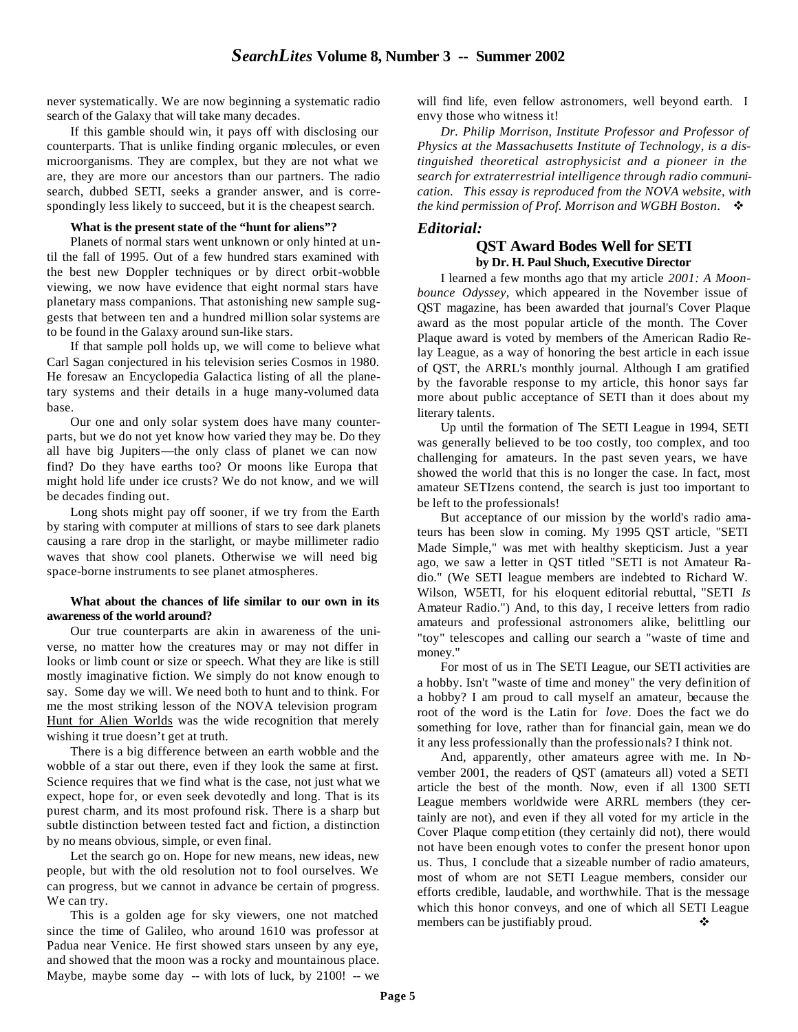never systematically. We are now beginning a systematic radio search of the Galaxy that will take many decades.

If this gamble should win, it pays off with disclosing our counterparts. That is unlike finding organic molecules, or even microorganisms. They are complex, but they are not what we are, they are more our ancestors than our partners. The radio search, dubbed SETI, seeks a grander answer, and is correspondingly less likely to succeed, but it is the cheapest search.

**What is the present state of the "hunt for aliens"?**

Planets of normal stars went unknown or only hinted at until the fall of 1995. Out of a few hundred stars examined with the best new Doppler techniques or by direct orbit-wobble viewing, we now have evidence that eight normal stars have planetary mass companions. That astonishing new sample suggests that between ten and a hundred million solar systems are to be found in the Galaxy around sun-like stars.

If that sample poll holds up, we will come to believe what Carl Sagan conjectured in his television series Cosmos in 1980. He foresaw an Encyclopedia Galactica listing of all the planetary systems and their details in a huge many-volumed data base.

Our one and only solar system does have many counterparts, but we do not yet know how varied they may be. Do they all have big Jupiters—the only class of planet we can now find? Do they have earths too? Or moons like Europa that might hold life under ice crusts? We do not know, and we will be decades finding out.

Long shots might pay off sooner, if we try from the Earth by staring with computer at millions of stars to see dark planets causing a rare drop in the starlight, or maybe millimeter radio waves that show cool planets. Otherwise we will need big space-borne instruments to see planet atmospheres.

**What about the chances of life similar to our own in its awareness of the world around?**

Our true counterparts are akin in awareness of the universe, no matter how the creatures may or may not differ in looks or limb count or size or speech. What they are like is still mostly imaginative fiction. We simply do not know enough to say. Some day we will. We need both to hunt and to think. For me the most striking lesson of the NOVA television program Hunt for Alien Worlds was the wide recognition that merely wishing it true doesn't get at truth.

There is a big difference between an earth wobble and the wobble of a star out there, even if they look the same at first. Science requires that we find what is the case, not just what we expect, hope for, or even seek devotedly and long. That is its purest charm, and its most profound risk. There is a sharp but subtle distinction between tested fact and fiction, a distinction by no means obvious, simple, or even final.

Let the search go on. Hope for new means, new ideas, new people, but with the old resolution not to fool ourselves. We can progress, but we cannot in advance be certain of progress. We can try.

This is a golden age for sky viewers, one not matched since the time of Galileo, who around 1610 was professor at Padua near Venice. He first showed stars unseen by any eye, and showed that the moon was a rocky and mountainous place. Maybe, maybe some day -- with lots of luck, by 2100! -- we will find life, even fellow astronomers, well beyond earth. I envy those who witness it!

*Dr. Philip Morrison, Institute Professor and Professor of Physics at the Massachusetts Institute of Technology, is a distinguished theoretical astrophysicist and a pioneer in the search for extraterrestrial intelligence through radio communication. This essay is reproduced from the NOVA website, with the kind permission of Prof. Morrison and WGBH Boston.* ❖

## *Editorial:*

### QST Award Bodes Well for SETI

**by Dr. H. Paul Shuch, Executive Director**

I learned a few months ago that my article *2001: A Moonbounce Odyssey*, which appeared in the November issue of QST magazine, has been awarded that journal's Cover Plaque award as the most popular article of the month. The Cover Plaque award is voted by members of the American Radio Relay League, as a way of honoring the best article in each issue of QST, the ARRL's monthly journal. Although I am gratified by the favorable response to my article, this honor says far more about public acceptance of SETI than it does about my literary talents.

Up until the formation of The SETI League in 1994, SETI was generally believed to be too costly, too complex, and too challenging for amateurs. In the past seven years, we have showed the world that this is no longer the case. In fact, most amateur SETIzens contend, the search is just too important to be left to the professionals!

But acceptance of our mission by the world's radio amateurs has been slow in coming. My 1995 QST article, "SETI Made Simple," was met with healthy skepticism. Just a year ago, we saw a letter in QST titled "SETI is not Amateur Radio." (We SETI league members are indebted to Richard W. Wilson, W5ETI, for his eloquent editorial rebuttal, "SETI *Is* Amateur Radio.") And, to this day, I receive letters from radio amateurs and professional astronomers alike, belittling our "toy" telescopes and calling our search a "waste of time and money."

For most of us in The SETI League, our SETI activities are a hobby. Isn't "waste of time and money" the very definition of a hobby? I am proud to call myself an amateur, because the root of the word is the Latin for *love*. Does the fact we do something for love, rather than for financial gain, mean we do it any less professionally than the professionals? I think not.

And, apparently, other amateurs agree with me. In November 2001, the readers of QST (amateurs all) voted a SETI article the best of the month. Now, even if all 1300 SETI League members worldwide were ARRL members (they certainly are not), and even if they all voted for my article in the Cover Plaque competition (they certainly did not), there would not have been enough votes to confer the present honor upon us. Thus, I conclude that a sizeable number of radio amateurs, most of whom are not SETI League members, consider our efforts credible, laudable, and worthwhile. That is the message which this honor conveys, and one of which all SETI League members can be justifiably proud. ❖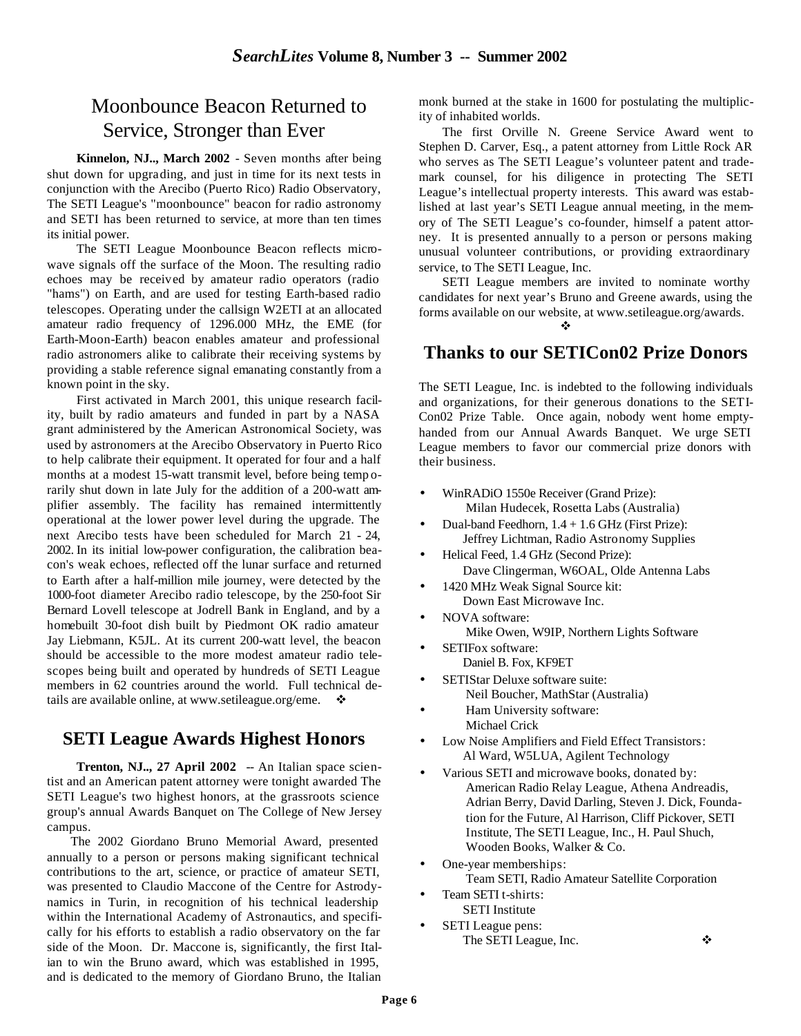# Moonbounce Beacon Returned to Service, Stronger than Ever

**Kinnelon, NJ.., March 2002** - Seven months after being shut down for upgrading, and just in time for its next tests in conjunction with the Arecibo (Puerto Rico) Radio Observatory, The SETI League's "moonbounce" beacon for radio astronomy and SETI has been returned to service, at more than ten times its initial power.

The SETI League Moonbounce Beacon reflects microwave signals off the surface of the Moon. The resulting radio echoes may be received by amateur radio operators (radio "hams") on Earth, and are used for testing Earth-based radio telescopes. Operating under the callsign W2ETI at an allocated amateur radio frequency of 1296.000 MHz, the EME (for Earth-Moon-Earth) beacon enables amateur and professional radio astronomers alike to calibrate their receiving systems by providing a stable reference signal emanating constantly from a known point in the sky.

First activated in March 2001, this unique research facility, built by radio amateurs and funded in part by a NASA grant administered by the American Astronomical Society, was used by astronomers at the Arecibo Observatory in Puerto Rico to help calibrate their equipment. It operated for four and a half months at a modest 15-watt transmit level, before being temporarily shut down in late July for the addition of a 200-watt amplifier assembly. The facility has remained intermittently operational at the lower power level during the upgrade. The next Arecibo tests have been scheduled for March 21 - 24, 2002. In its initial low-power configuration, the calibration beacon's weak echoes, reflected off the lunar surface and returned to Earth after a half-million mile journey, were detected by the 1000-foot diameter Arecibo radio telescope, by the 250-foot Sir Bernard Lovell telescope at Jodrell Bank in England, and by a homebuilt 30-foot dish built by Piedmont OK radio amateur Jay Liebmann, K5JL. At its current 200-watt level, the beacon should be accessible to the more modest amateur radio telescopes being built and operated by hundreds of SETI League members in 62 countries around the world. Full technical details are available online, at www.setileague.org/eme. ❖

## SETI League Awards Highest Honors

**Trenton, NJ.., 27 April 2002** -- An Italian space scientist and an American patent attorney were tonight awarded The SETI League's two highest honors, at the grassroots science group's annual Awards Banquet on The College of New Jersey campus.

The 2002 Giordano Bruno Memorial Award, presented annually to a person or persons making significant technical contributions to the art, science, or practice of amateur SETI, was presented to Claudio Maccone of the Centre for Astrodynamics in Turin, in recognition of his technical leadership within the International Academy of Astronautics, and specifically for his efforts to establish a radio observatory on the far side of the Moon. Dr. Maccone is, significantly, the first Italian to win the Bruno award, which was established in 1995, and is dedicated to the memory of Giordano Bruno, the Italian monk burned at the stake in 1600 for postulating the multiplicity of inhabited worlds.

The first Orville N. Greene Service Award went to Stephen D. Carver, Esq., a patent attorney from Little Rock AR who serves as The SETI League's volunteer patent and trademark counsel, for his diligence in protecting The SETI League's intellectual property interests. This award was established at last year's SETI League annual meeting, in the memory of The SETI League's co-founder, himself a patent attorney. It is presented annually to a person or persons making unusual volunteer contributions, or providing extraordinary service, to The SETI League, Inc.

SETI League members are invited to nominate worthy candidates for next year's Bruno and Greene awards, using the forms available on our website, at www.setileague.org/awards.

❖

## Thanks to our SETICon02 Prize Donors

The SETI League, Inc. is indebted to the following individuals and organizations, for their generous donations to the SETICon02 Prize Table. Once again, nobody went home empty-handed from our Annual Awards Banquet. We urge SETI League members to favor our commercial prize donors with their business.

- WinRADiO 1550e Receiver (Grand Prize):
  Milan Hudecek, Rosetta Labs (Australia)
- Dual-band Feedhorn, 1.4 + 1.6 GHz (First Prize):
  Jeffrey Lichtman, Radio Astronomy Supplies
- Helical Feed, 1.4 GHz (Second Prize):
  Dave Clingerman, W6OAL, Olde Antenna Labs
- 1420 MHz Weak Signal Source kit:
  Down East Microwave Inc.
- NOVA software:
  Mike Owen, W9IP, Northern Lights Software
- SETIFox software:
  Daniel B. Fox, KF9ET
- SETIStar Deluxe software suite:
  Neil Boucher, MathStar (Australia)
- Ham University software:
  Michael Crick
- Low Noise Amplifiers and Field Effect Transistors:
  Al Ward, W5LUA, Agilent Technology
- Various SETI and microwave books, donated by:
  American Radio Relay League, Athena Andreadis, Adrian Berry, David Darling, Steven J. Dick, Foundation for the Future, Al Harrison, Cliff Pickover, SETI Institute, The SETI League, Inc., H. Paul Shuch, Wooden Books, Walker & Co.
- One-year memberships:
  Team SETI, Radio Amateur Satellite Corporation
- Team SETI t-shirts:
  SETI Institute
- SETI League pens:
  The SETI League, Inc. ❖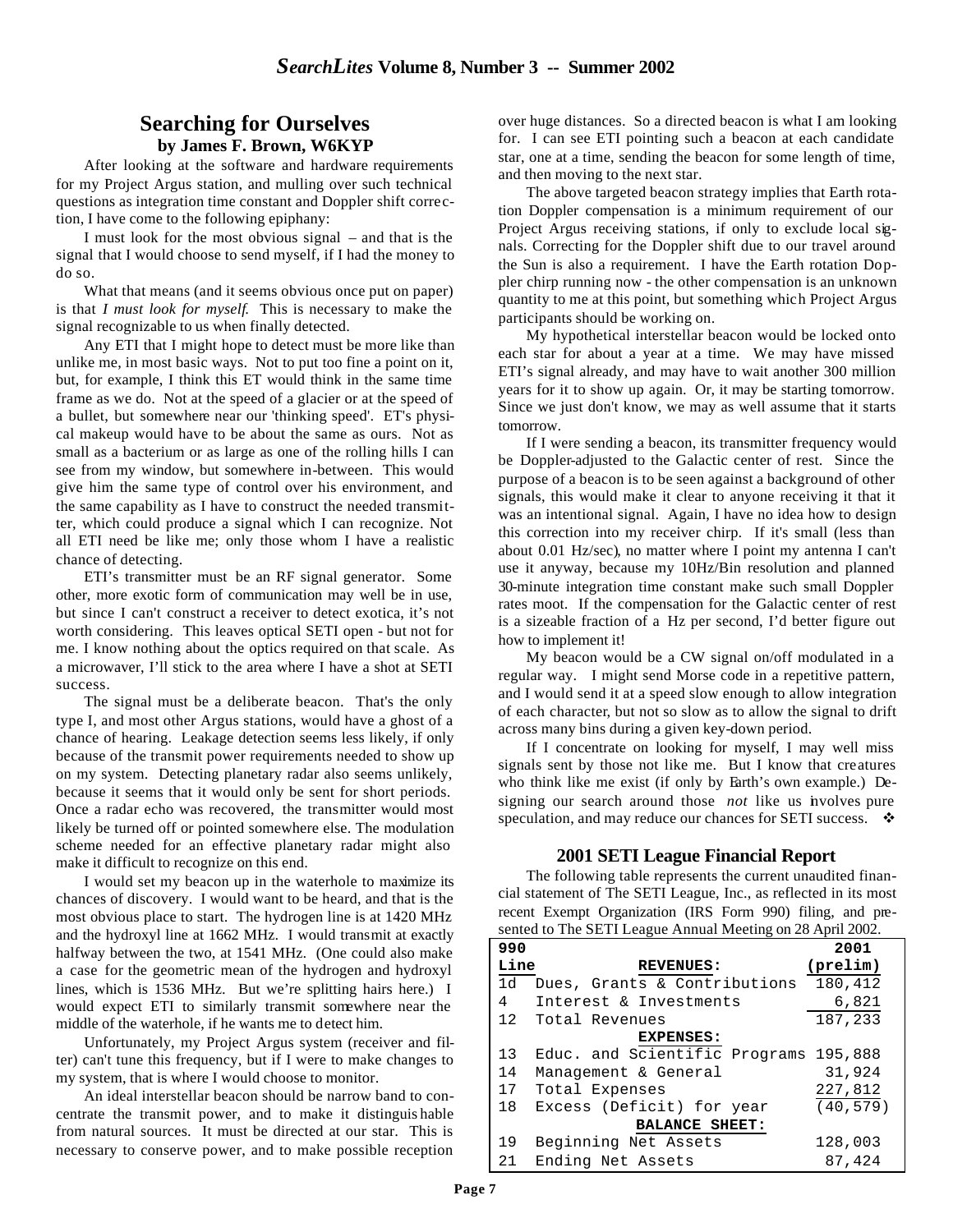## Searching for Ourselves

**by James F. Brown, W6KYP**

After looking at the software and hardware requirements for my Project Argus station, and mulling over such technical questions as integration time constant and Doppler shift correction, I have come to the following epiphany:

I must look for the most obvious signal – and that is the signal that I would choose to send myself, if I had the money to do so.

What that means (and it seems obvious once put on paper) is that *I must look for myself.* This is necessary to make the signal recognizable to us when finally detected.

Any ETI that I might hope to detect must be more like than unlike me, in most basic ways. Not to put too fine a point on it, but, for example, I think this ET would think in the same time frame as we do. Not at the speed of a glacier or at the speed of a bullet, but somewhere near our 'thinking speed'. ET's physical makeup would have to be about the same as ours. Not as small as a bacterium or as large as one of the rolling hills I can see from my window, but somewhere in-between. This would give him the same type of control over his environment, and the same capability as I have to construct the needed transmitter, which could produce a signal which I can recognize. Not all ETI need be like me; only those whom I have a realistic chance of detecting.

ETI's transmitter must be an RF signal generator. Some other, more exotic form of communication may well be in use, but since I can't construct a receiver to detect exotica, it's not worth considering. This leaves optical SETI open - but not for me. I know nothing about the optics required on that scale. As a microwaver, I'll stick to the area where I have a shot at SETI success.

The signal must be a deliberate beacon. That's the only type I, and most other Argus stations, would have a ghost of a chance of hearing. Leakage detection seems less likely, if only because of the transmit power requirements needed to show up on my system. Detecting planetary radar also seems unlikely, because it seems that it would only be sent for short periods. Once a radar echo was recovered, the transmitter would most likely be turned off or pointed somewhere else. The modulation scheme needed for an effective planetary radar might also make it difficult to recognize on this end.

I would set my beacon up in the waterhole to maximize its chances of discovery. I would want to be heard, and that is the most obvious place to start. The hydrogen line is at 1420 MHz and the hydroxyl line at 1662 MHz. I would transmit at exactly halfway between the two, at 1541 MHz. (One could also make a case for the geometric mean of the hydrogen and hydroxyl lines, which is 1536 MHz. But we're splitting hairs here.) I would expect ETI to similarly transmit somewhere near the middle of the waterhole, if he wants me to detect him.

Unfortunately, my Project Argus system (receiver and filter) can't tune this frequency, but if I were to make changes to my system, that is where I would choose to monitor.

An ideal interstellar beacon should be narrow band to concentrate the transmit power, and to make it distinguishable from natural sources. It must be directed at our star. This is necessary to conserve power, and to make possible reception over huge distances. So a directed beacon is what I am looking for. I can see ETI pointing such a beacon at each candidate star, one at a time, sending the beacon for some length of time, and then moving to the next star.

The above targeted beacon strategy implies that Earth rotation Doppler compensation is a minimum requirement of our Project Argus receiving stations, if only to exclude local signals. Correcting for the Doppler shift due to our travel around the Sun is also a requirement. I have the Earth rotation Doppler chirp running now - the other compensation is an unknown quantity to me at this point, but something which Project Argus participants should be working on.

My hypothetical interstellar beacon would be locked onto each star for about a year at a time. We may have missed ETI's signal already, and may have to wait another 300 million years for it to show up again. Or, it may be starting tomorrow. Since we just don't know, we may as well assume that it starts tomorrow.

If I were sending a beacon, its transmitter frequency would be Doppler-adjusted to the Galactic center of rest. Since the purpose of a beacon is to be seen against a background of other signals, this would make it clear to anyone receiving it that it was an intentional signal. Again, I have no idea how to design this correction into my receiver chirp. If it's small (less than about 0.01 Hz/sec), no matter where I point my antenna I can't use it anyway, because my 10Hz/Bin resolution and planned 30-minute integration time constant make such small Doppler rates moot. If the compensation for the Galactic center of rest is a sizeable fraction of a Hz per second, I'd better figure out how to implement it!

My beacon would be a CW signal on/off modulated in a regular way. I might send Morse code in a repetitive pattern, and I would send it at a speed slow enough to allow integration of each character, but not so slow as to allow the signal to drift across many bins during a given key-down period.

If I concentrate on looking for myself, I may well miss signals sent by those not like me. But I know that creatures who think like me exist (if only by Earth's own example.) Designing our search around those *not* like us involves pure speculation, and may reduce our chances for SETI success. ❖

## 2001 SETI League Financial Report

The following table represents the current unaudited financial statement of The SETI League, Inc., as reflected in its most recent Exempt Organization (IRS Form 990) filing, and presented to The SETI League Annual Meeting on 28 April 2002.

| 990 Line | | 2001 (prelim) |
|---|---|---|
| | **REVENUES:** | |
| 1d | Dues, Grants & Contributions | 180,412 |
| 4 | Interest & Investments | 6,821 |
| 12 | Total Revenues | 187,233 |
| | **EXPENSES:** | |
| 13 | Educ. and Scientific Programs | 195,888 |
| 14 | Management & General | 31,924 |
| 17 | Total Expenses | 227,812 |
| 18 | Excess (Deficit) for year | (40,579) |
| | **BALANCE SHEET:** | |
| 19 | Beginning Net Assets | 128,003 |
| 21 | Ending Net Assets | 87,424 |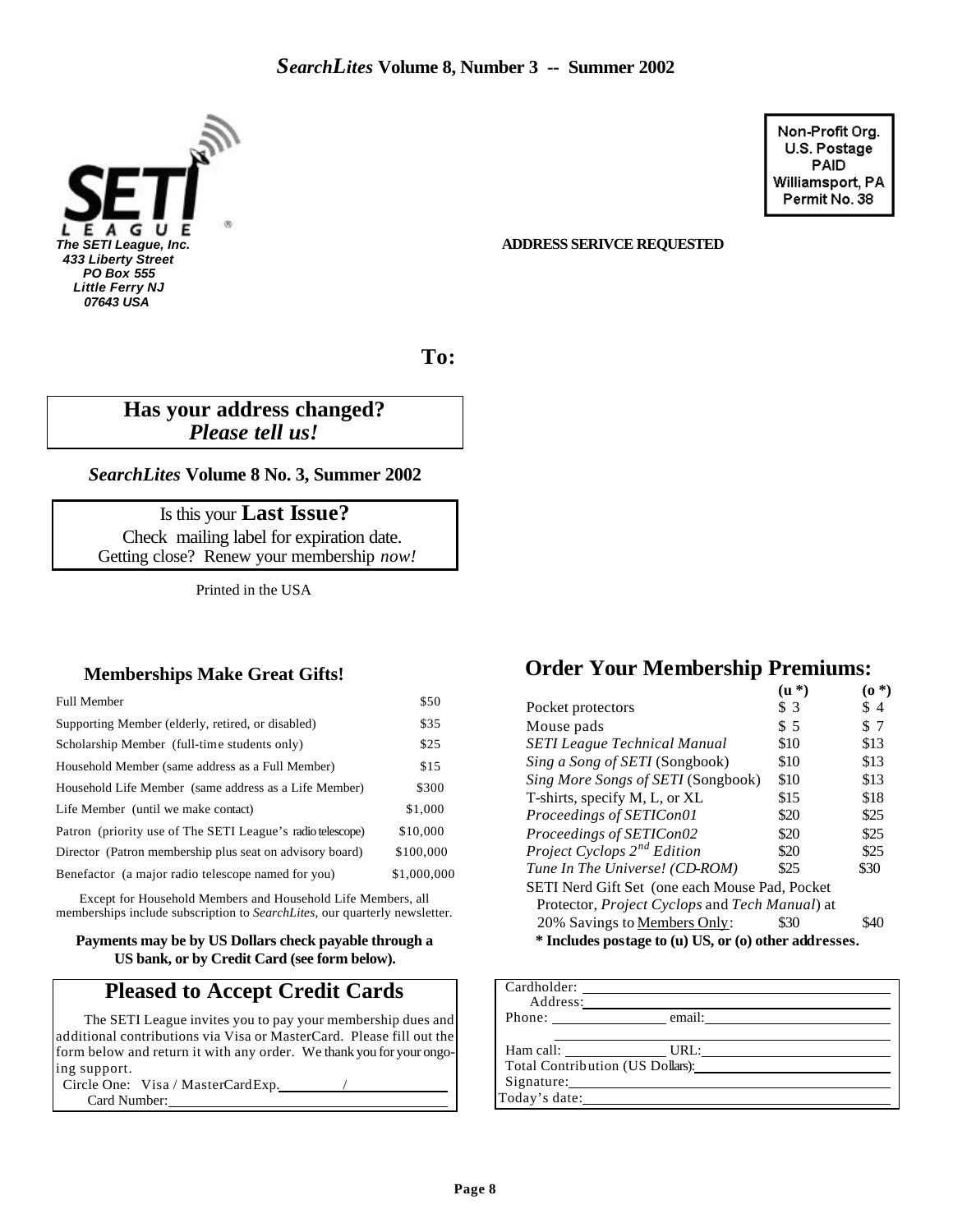The SETI League, Inc.
433 Liberty Street
PO Box 555
Little Ferry NJ
07643 USA

Non-Profit Org.
U.S. Postage
PAID
Williamsport, PA
Permit No. 38

**ADDRESS SERIVCE REQUESTED**

**To:**

## Has your address changed? *Please tell us!*

***SearchLites* Volume 8 No. 3, Summer 2002**

Is this your **Last Issue?**
Check mailing label for expiration date.
Getting close? Renew your membership *now!*

Printed in the USA

### Memberships Make Great Gifts!

| | |
|---|---|
| Full Member | $50 |
| Supporting Member (elderly, retired, or disabled) | $35 |
| Scholarship Member (full-time students only) | $25 |
| Household Member (same address as a Full Member) | $15 |
| Household Life Member (same address as a Life Member) | $300 |
| Life Member (until we make contact) | $1,000 |
| Patron (priority use of The SETI League's radio telescope) | $10,000 |
| Director (Patron membership plus seat on advisory board) | $100,000 |
| Benefactor (a major radio telescope named for you) | $1,000,000 |

Except for Household Members and Household Life Members, all memberships include subscription to *SearchLites*, our quarterly newsletter.

**Payments may be by US Dollars check payable through a US bank, or by Credit Card (see form below).**

## Pleased to Accept Credit Cards

The SETI League invites you to pay your membership dues and additional contributions via Visa or MasterCard. Please fill out the form below and return it with any order. We thank you for your ongoing support.

Circle One: Visa / MasterCard Exp. ________ / ________

Card Number: ____________________

## Order Your Membership Premiums:

| | (u *) | (o *) |
|---|---|---|
| Pocket protectors | $ 3 | $ 4 |
| Mouse pads | $ 5 | $ 7 |
| *SETI League Technical Manual* | $10 | $13 |
| *Sing a Song of SETI* (Songbook) | $10 | $13 |
| *Sing More Songs of SETI* (Songbook) | $10 | $13 |
| T-shirts, specify M, L, or XL | $15 | $18 |
| *Proceedings of SETICon01* | $20 | $25 |
| *Proceedings of SETICon02* | $20 | $25 |
| *Project Cyclops 2nd Edition* | $20 | $25 |
| *Tune In The Universe! (CD-ROM)* | $25 | $30 |
| SETI Nerd Gift Set (one each Mouse Pad, Pocket Protector, *Project Cyclops* and *Tech Manual*) at 20% Savings to Members Only: | $30 | $40 |

**\* Includes postage to (u) US, or (o) other addresses.**

Cardholder: ____________________
Address: ____________________
Phone: ________ email: ____________
____________________
Ham call: ________ URL: ____________
Total Contribution (US Dollars): ____________
Signature: ____________________
Today's date: ____________________